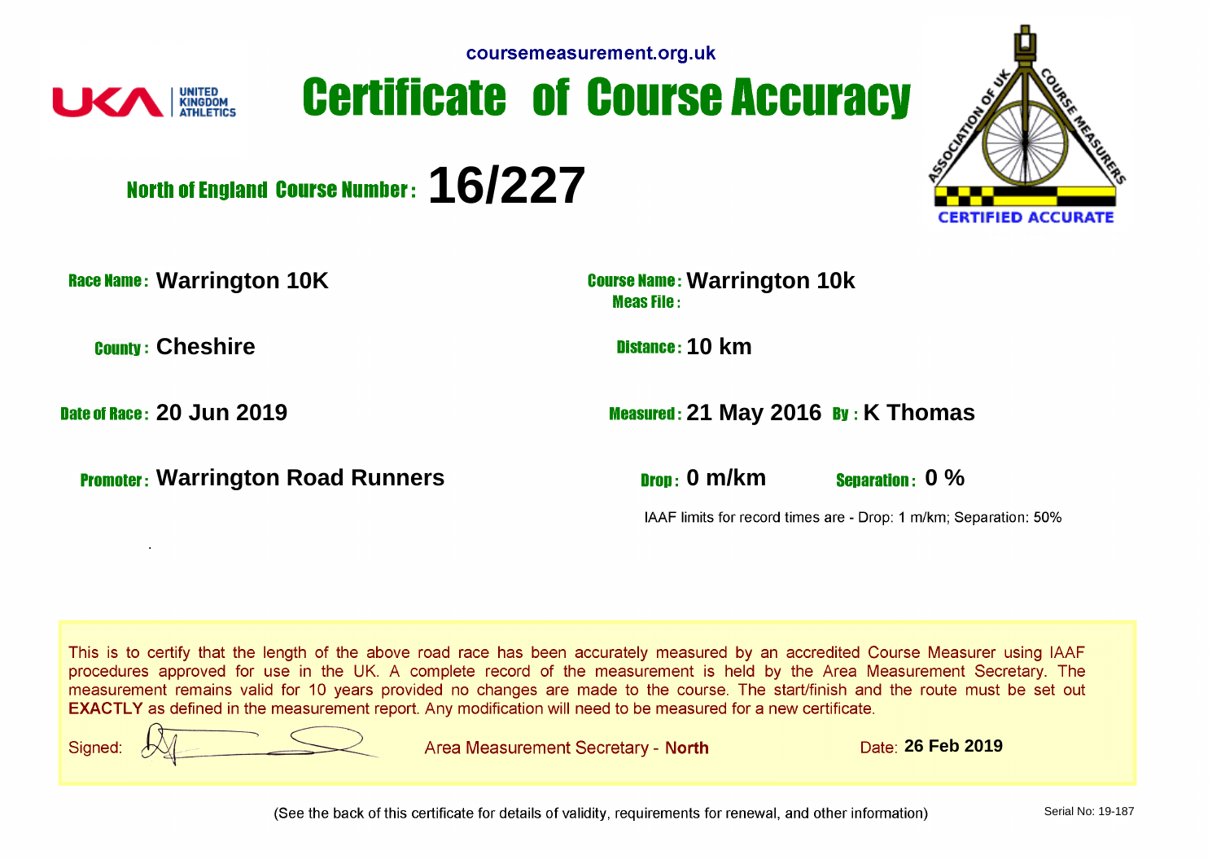coursemeasurement.org.uk

UKA UNITED KINGDOM ATHLETICS

# Certificate of Course Accuracy

## North of England Course Number: 16/227

ASSOCIATION OF UK COURSE MEASURERS
CERTIFIED ACCURATE

**Race Name:** Warrington 10K

**County:** Cheshire

**Date of Race:** 20 Jun 2019

**Promoter:** Warrington Road Runners

**Course Name:** Warrington 10k
**Meas File:**

**Distance:** 10 km

**Measured:** 21 May 2016 **By:** K Thomas

**Drop:** 0 m/km **Separation:** 0 %

IAAF limits for record times are - Drop: 1 m/km; Separation: 50%

.

This is to certify that the length of the above road race has been accurately measured by an accredited Course Measurer using IAAF procedures approved for use in the UK. A complete record of the measurement is held by the Area Measurement Secretary. The measurement remains valid for 10 years provided no changes are made to the course. The start/finish and the route must be set out **EXACTLY** as defined in the measurement report. Any modification will need to be measured for a new certificate.

Signed: Area Measurement Secretary - **North** Date: **26 Feb 2019**

(See the back of this certificate for details of validity, requirements for renewal, and other information)

Serial No: 19-187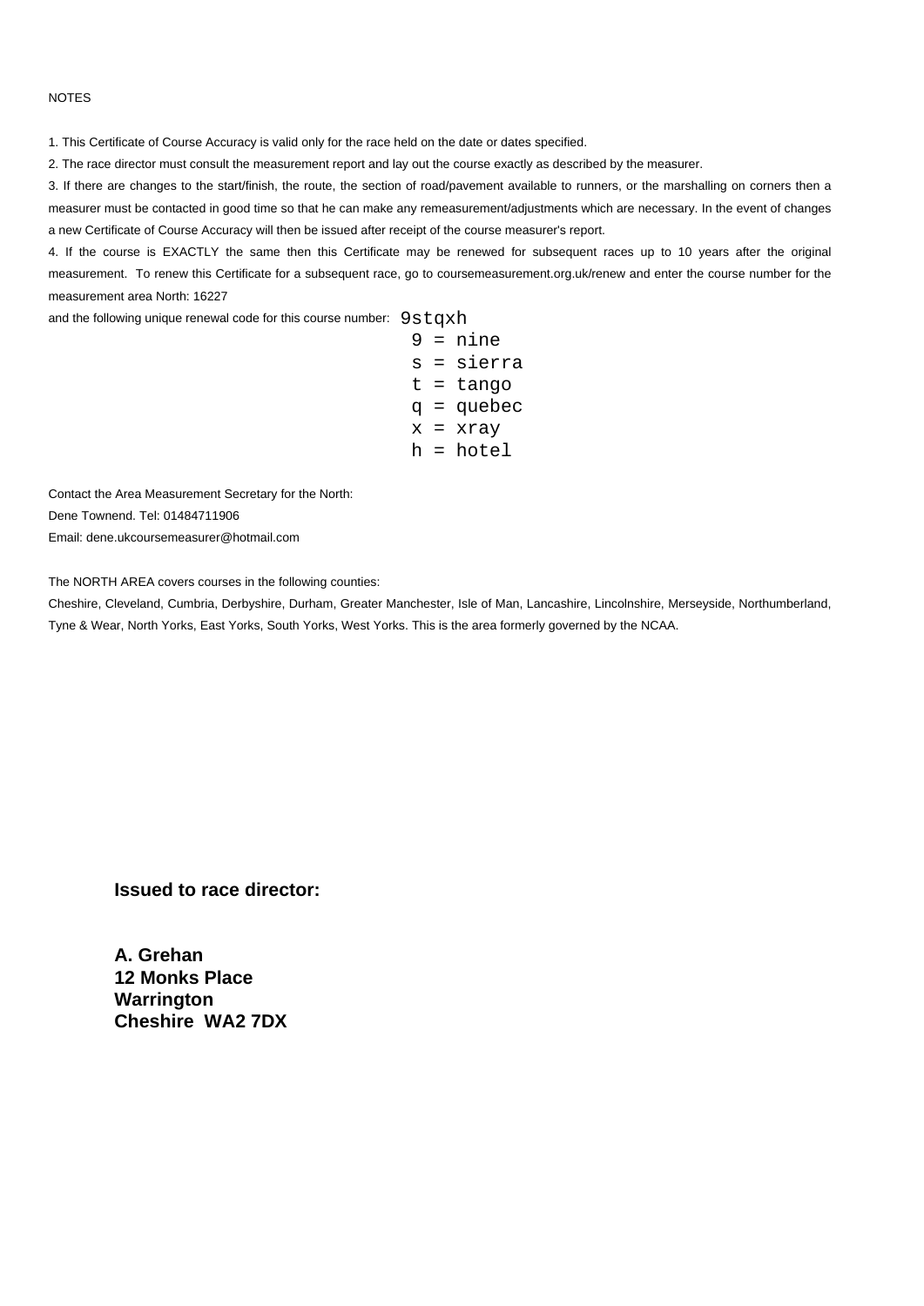NOTES

1. This Certificate of Course Accuracy is valid only for the race held on the date or dates specified.

2. The race director must consult the measurement report and lay out the course exactly as described by the measurer.

3. If there are changes to the start/finish, the route, the section of road/pavement available to runners, or the marshalling on corners then a measurer must be contacted in good time so that he can make any remeasurement/adjustments which are necessary. In the event of changes a new Certificate of Course Accuracy will then be issued after receipt of the course measurer's report.

4. If the course is EXACTLY the same then this Certificate may be renewed for subsequent races up to 10 years after the original measurement. To renew this Certificate for a subsequent race, go to coursemeasurement.org.uk/renew and enter the course number for the measurement area North: 16227

and the following unique renewal code for this course number: 9stqxh

```
9 = nine
s = sierra
t = tango
q = quebec
x = xray
h = hotel
```

Contact the Area Measurement Secretary for the North:

Dene Townend. Tel: 01484711906

Email: dene.ukcoursemeasurer@hotmail.com

The NORTH AREA covers courses in the following counties:

Cheshire, Cleveland, Cumbria, Derbyshire, Durham, Greater Manchester, Isle of Man, Lancashire, Lincolnshire, Merseyside, Northumberland, Tyne & Wear, North Yorks, East Yorks, South Yorks, West Yorks. This is the area formerly governed by the NCAA.

**Issued to race director:**

**A. Grehan**
**12 Monks Place**
**Warrington**
**Cheshire WA2 7DX**